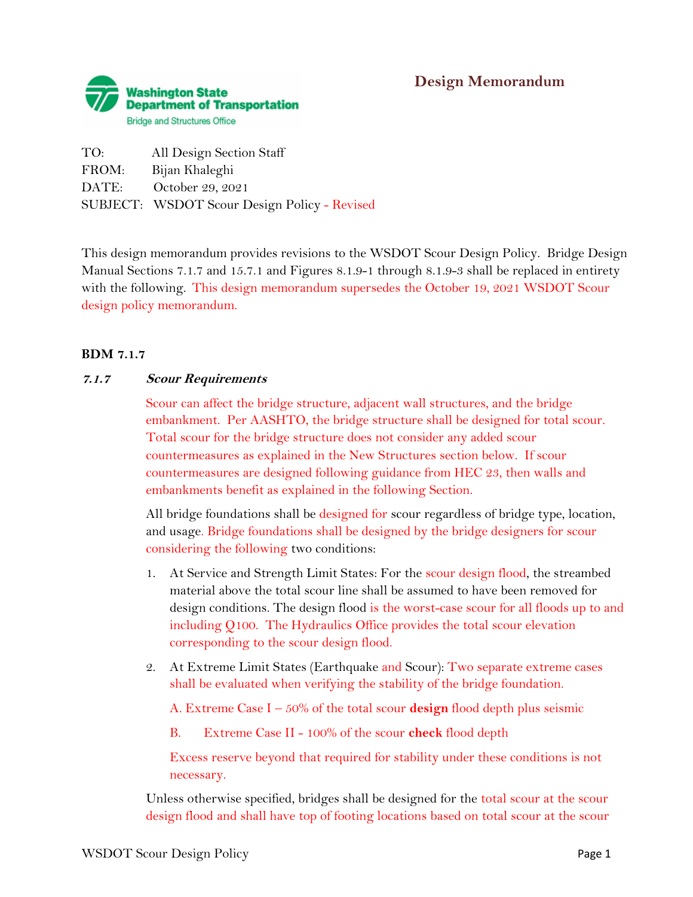**Washington State Department of Transportation**
Bridge and Structures Office

## Design Memorandum

TO: All Design Section Staff
FROM: Bijan Khaleghi
DATE: October 29, 2021
SUBJECT: WSDOT Scour Design Policy - Revised

This design memorandum provides revisions to the WSDOT Scour Design Policy. Bridge Design Manual Sections 7.1.7 and 15.7.1 and Figures 8.1.9-1 through 8.1.9-3 shall be replaced in entirety with the following. This design memorandum supersedes the October 19, 2021 WSDOT Scour design policy memorandum.

**BDM 7.1.7**

### *7.1.7 Scour Requirements*

Scour can affect the bridge structure, adjacent wall structures, and the bridge embankment. Per AASHTO, the bridge structure shall be designed for total scour. Total scour for the bridge structure does not consider any added scour countermeasures as explained in the New Structures section below. If scour countermeasures are designed following guidance from HEC 23, then walls and embankments benefit as explained in the following Section.

All bridge foundations shall be designed for scour regardless of bridge type, location, and usage. Bridge foundations shall be designed by the bridge designers for scour considering the following two conditions:

1. At Service and Strength Limit States: For the scour design flood, the streambed material above the total scour line shall be assumed to have been removed for design conditions. The design flood is the worst-case scour for all floods up to and including Q100. The Hydraulics Office provides the total scour elevation corresponding to the scour design flood.
2. At Extreme Limit States (Earthquake and Scour): Two separate extreme cases shall be evaluated when verifying the stability of the bridge foundation.

   A. Extreme Case I – 50% of the total scour **design** flood depth plus seismic

   B. Extreme Case II - 100% of the scour **check** flood depth

   Excess reserve beyond that required for stability under these conditions is not necessary.

Unless otherwise specified, bridges shall be designed for the total scour at the scour design flood and shall have top of footing locations based on total scour at the scour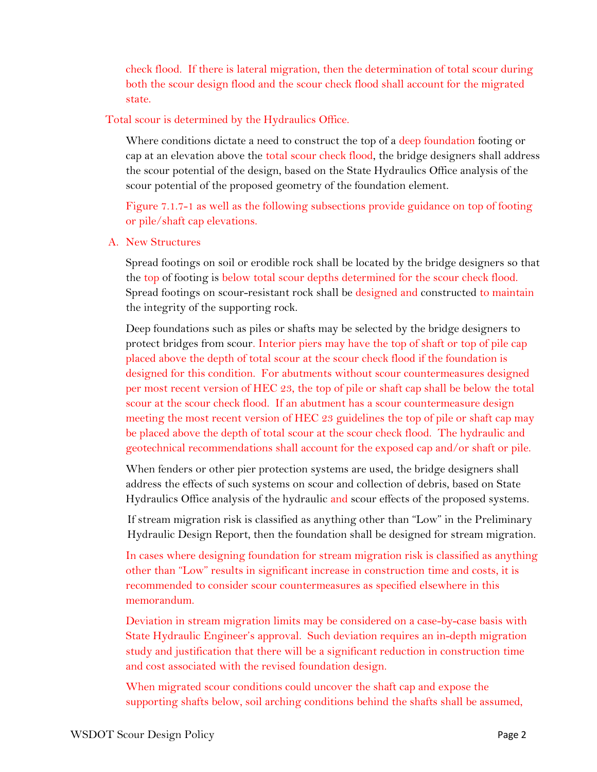check flood. If there is lateral migration, then the determination of total scour during both the scour design flood and the scour check flood shall account for the migrated state.

Total scour is determined by the Hydraulics Office.

Where conditions dictate a need to construct the top of a deep foundation footing or cap at an elevation above the total scour check flood, the bridge designers shall address the scour potential of the design, based on the State Hydraulics Office analysis of the scour potential of the proposed geometry of the foundation element.

Figure 7.1.7-1 as well as the following subsections provide guidance on top of footing or pile/shaft cap elevations.

A. New Structures

Spread footings on soil or erodible rock shall be located by the bridge designers so that the top of footing is below total scour depths determined for the scour check flood. Spread footings on scour-resistant rock shall be designed and constructed to maintain the integrity of the supporting rock.

Deep foundations such as piles or shafts may be selected by the bridge designers to protect bridges from scour. Interior piers may have the top of shaft or top of pile cap placed above the depth of total scour at the scour check flood if the foundation is designed for this condition. For abutments without scour countermeasures designed per most recent version of HEC 23, the top of pile or shaft cap shall be below the total scour at the scour check flood. If an abutment has a scour countermeasure design meeting the most recent version of HEC 23 guidelines the top of pile or shaft cap may be placed above the depth of total scour at the scour check flood. The hydraulic and geotechnical recommendations shall account for the exposed cap and/or shaft or pile.

When fenders or other pier protection systems are used, the bridge designers shall address the effects of such systems on scour and collection of debris, based on State Hydraulics Office analysis of the hydraulic and scour effects of the proposed systems.

If stream migration risk is classified as anything other than "Low" in the Preliminary Hydraulic Design Report, then the foundation shall be designed for stream migration.

In cases where designing foundation for stream migration risk is classified as anything other than "Low" results in significant increase in construction time and costs, it is recommended to consider scour countermeasures as specified elsewhere in this memorandum.

Deviation in stream migration limits may be considered on a case-by-case basis with State Hydraulic Engineer's approval. Such deviation requires an in-depth migration study and justification that there will be a significant reduction in construction time and cost associated with the revised foundation design.

When migrated scour conditions could uncover the shaft cap and expose the supporting shafts below, soil arching conditions behind the shafts shall be assumed,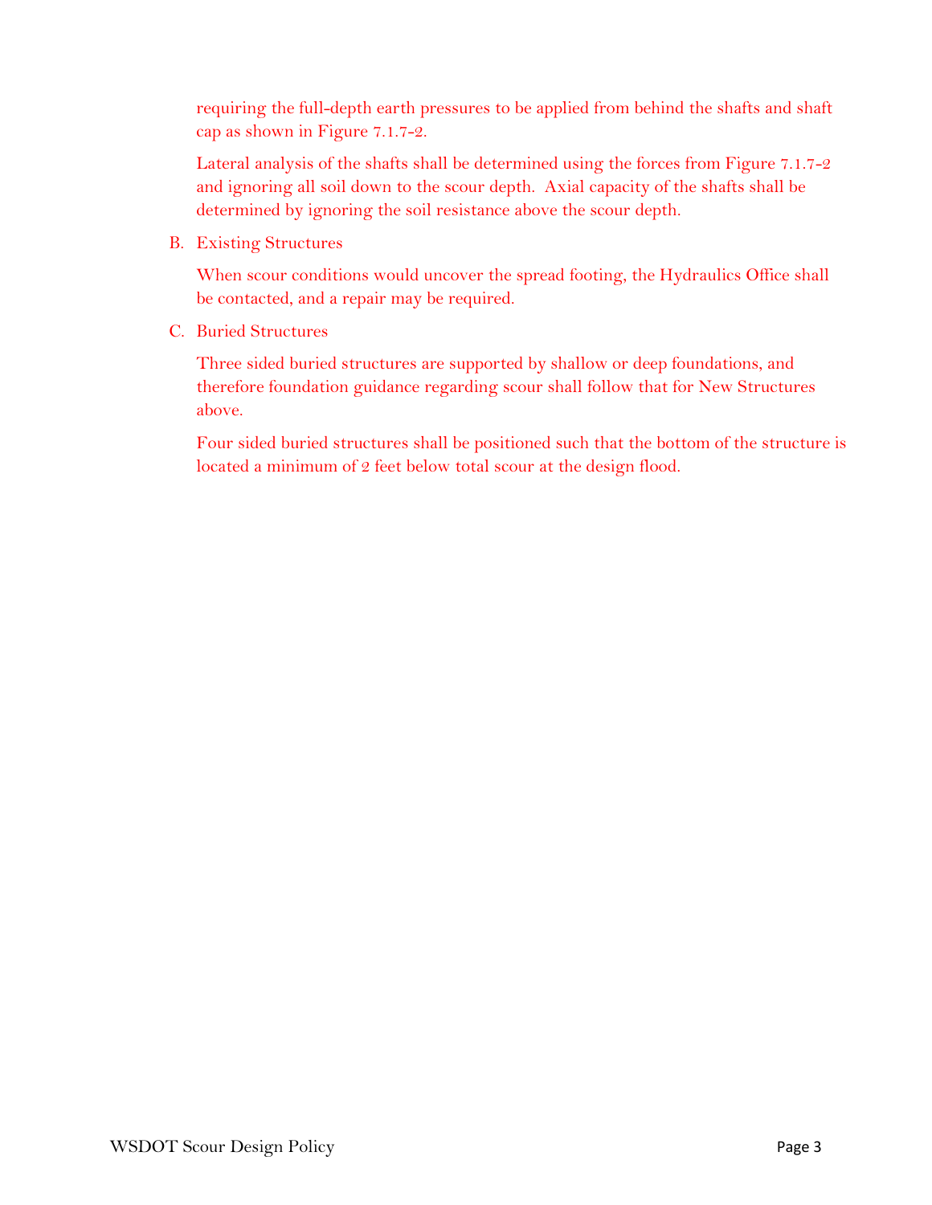requiring the full-depth earth pressures to be applied from behind the shafts and shaft cap as shown in Figure 7.1.7-2.

Lateral analysis of the shafts shall be determined using the forces from Figure 7.1.7-2 and ignoring all soil down to the scour depth. Axial capacity of the shafts shall be determined by ignoring the soil resistance above the scour depth.

B. Existing Structures

When scour conditions would uncover the spread footing, the Hydraulics Office shall be contacted, and a repair may be required.

C. Buried Structures

Three sided buried structures are supported by shallow or deep foundations, and therefore foundation guidance regarding scour shall follow that for New Structures above.

Four sided buried structures shall be positioned such that the bottom of the structure is located a minimum of 2 feet below total scour at the design flood.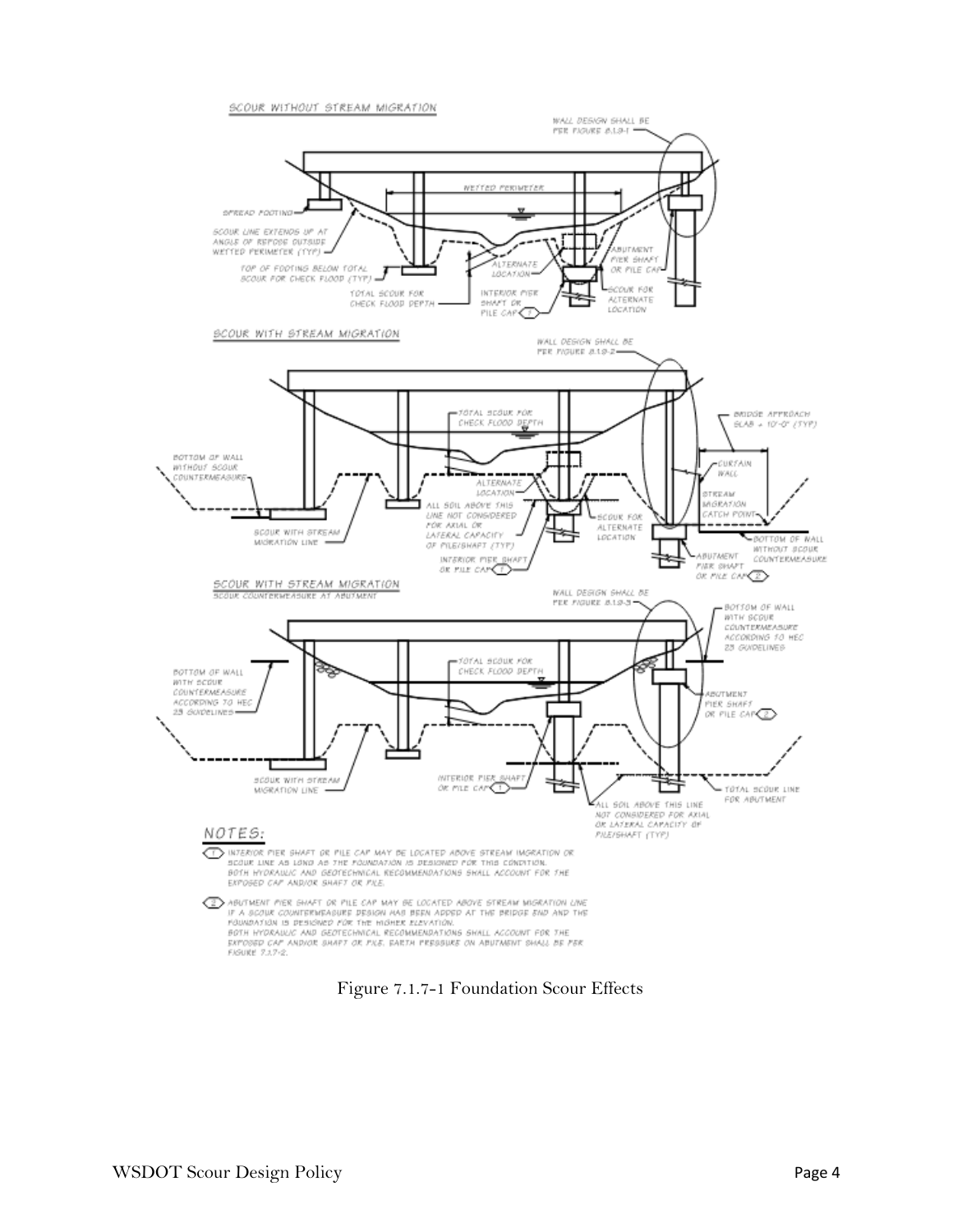NOTES:

1. INTERIOR PIER SHAFT OR PILE CAP MAY BE LOCATED ABOVE STREAM MIGRATION OR SCOUR LINE AS LONG AS THE FOUNDATION IS DESIGNED FOR THIS CONDITION. BOTH HYDRAULIC AND GEOTECHNICAL RECOMMENDATIONS SHALL ACCOUNT FOR THE EXPOSED CAP AND/OR SHAFT OR PILE.

2. ABUTMENT PIER SHAFT OR PILE CAP MAY BE LOCATED ABOVE STREAM MIGRATION LINE IF A SCOUR COUNTERMEASURE DESIGN HAS BEEN ADDED AT THE BRIDGE END AND THE FOUNDATION IS DESIGNED FOR THE HIGHER ELEVATION. BOTH HYDRAULIC AND GEOTECHNICAL RECOMMENDATIONS SHALL ACCOUNT FOR THE EXPOSED CAP AND/OR SHAFT OR PILE. EARTH PRESSURE ON ABUTMENT SHALL BE PER FIGURE 7.1.7-2.

Figure 7.1.7-1 Foundation Scour Effects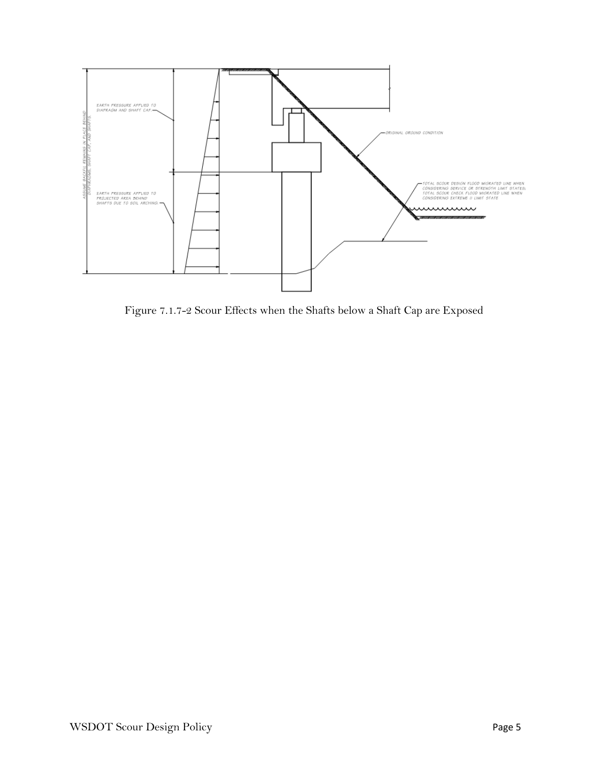Figure 7.1.7-2 Scour Effects when the Shafts below a Shaft Cap are Exposed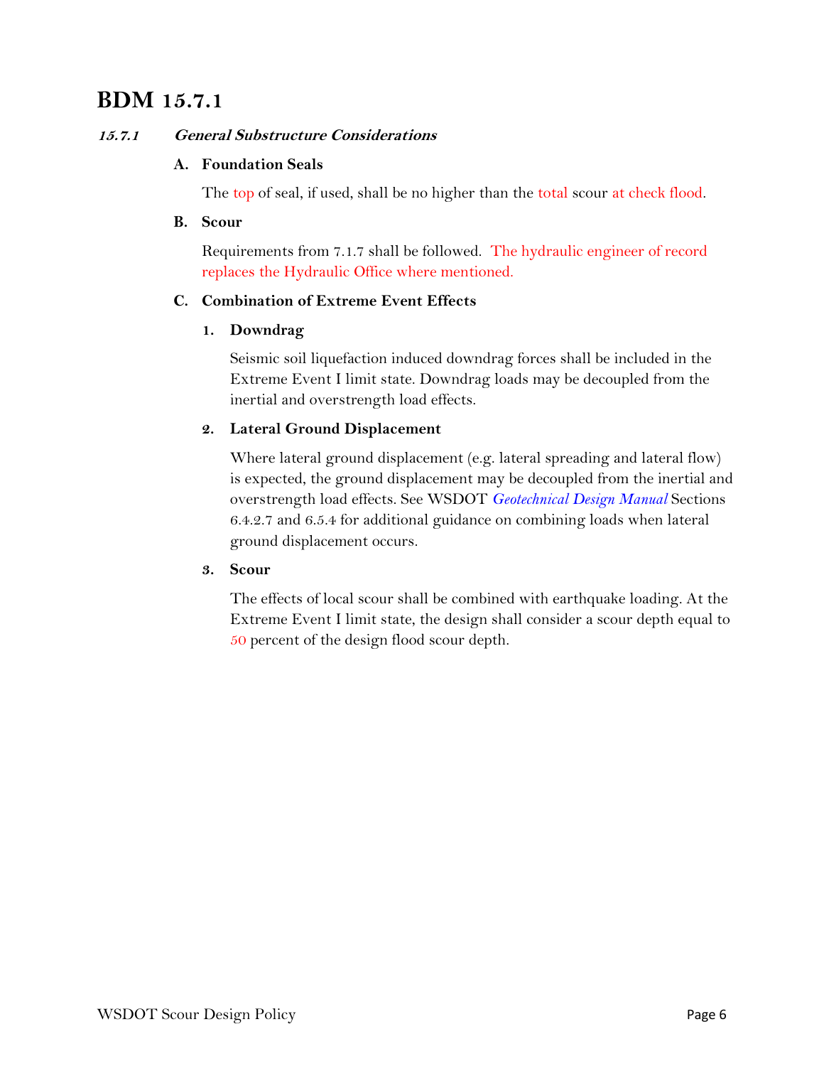# BDM 15.7.1

### *15.7.1 General Substructure Considerations*

**A. Foundation Seals**

The top of seal, if used, shall be no higher than the total scour at check flood.

**B. Scour**

Requirements from 7.1.7 shall be followed. The hydraulic engineer of record replaces the Hydraulic Office where mentioned.

**C. Combination of Extreme Event Effects**

**1. Downdrag**

Seismic soil liquefaction induced downdrag forces shall be included in the Extreme Event I limit state. Downdrag loads may be decoupled from the inertial and overstrength load effects.

**2. Lateral Ground Displacement**

Where lateral ground displacement (e.g. lateral spreading and lateral flow) is expected, the ground displacement may be decoupled from the inertial and overstrength load effects. See WSDOT *Geotechnical Design Manual* Sections 6.4.2.7 and 6.5.4 for additional guidance on combining loads when lateral ground displacement occurs.

**3. Scour**

The effects of local scour shall be combined with earthquake loading. At the Extreme Event I limit state, the design shall consider a scour depth equal to 50 percent of the design flood scour depth.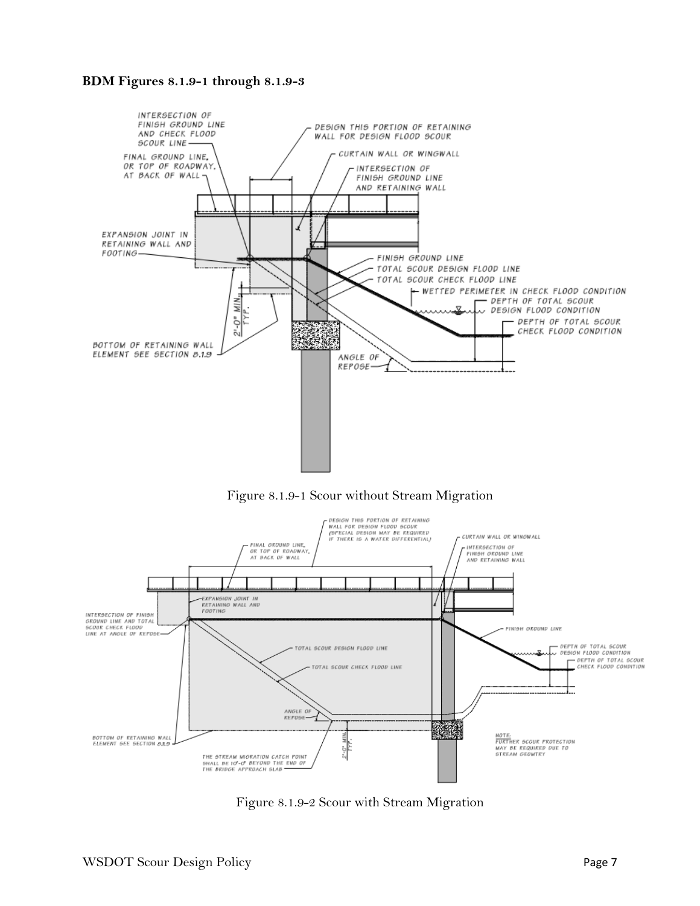**BDM Figures 8.1.9-1 through 8.1.9-3**

Figure 8.1.9-1 Scour without Stream Migration

Figure 8.1.9-2 Scour with Stream Migration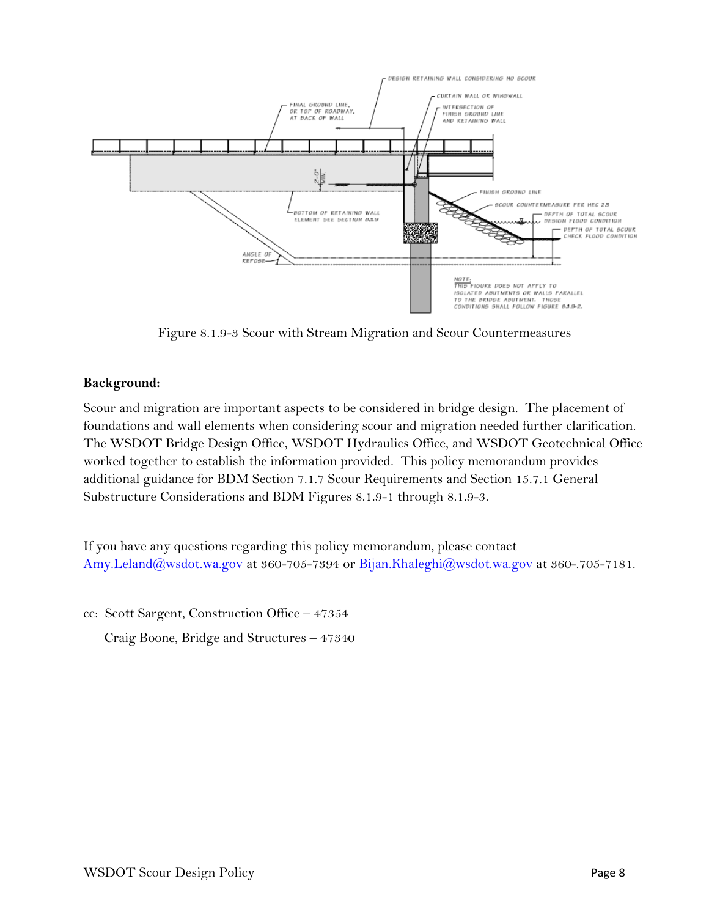DESIGN RETAINING WALL CONSIDERING NO SCOUR

CURTAIN WALL OR WINGWALL

FINAL GROUND LINE, OR TOP OF ROADWAY, AT BACK OF WALL

INTERSECTION OF FINISH GROUND LINE AND RETAINING WALL

2'-0" MIN.

FINISH GROUND LINE

SCOUR COUNTERMEASURE PER HEC 23

DEPTH OF TOTAL SCOUR DESIGN FLOOD CONDITION

DEPTH OF TOTAL SCOUR CHECK FLOOD CONDITION

BOTTOM OF RETAINING WALL ELEMENT SEE SECTION 8.1.9

ANGLE OF REPOSE

NOTE:
THIS FIGURE DOES NOT APPLY TO ISOLATED ABUTMENTS OR WALLS PARALLEL TO THE BRIDGE ABUTMENT. THOSE CONDITIONS SHALL FOLLOW FIGURE 8.1.9-2.

Figure 8.1.9-3 Scour with Stream Migration and Scour Countermeasures

**Background:**

Scour and migration are important aspects to be considered in bridge design. The placement of foundations and wall elements when considering scour and migration needed further clarification. The WSDOT Bridge Design Office, WSDOT Hydraulics Office, and WSDOT Geotechnical Office worked together to establish the information provided. This policy memorandum provides additional guidance for BDM Section 7.1.7 Scour Requirements and Section 15.7.1 General Substructure Considerations and BDM Figures 8.1.9-1 through 8.1.9-3.

If you have any questions regarding this policy memorandum, please contact Amy.Leland@wsdot.wa.gov at 360-705-7394 or Bijan.Khaleghi@wsdot.wa.gov at 360-.705-7181.

cc: Scott Sargent, Construction Office – 47354

Craig Boone, Bridge and Structures – 47340